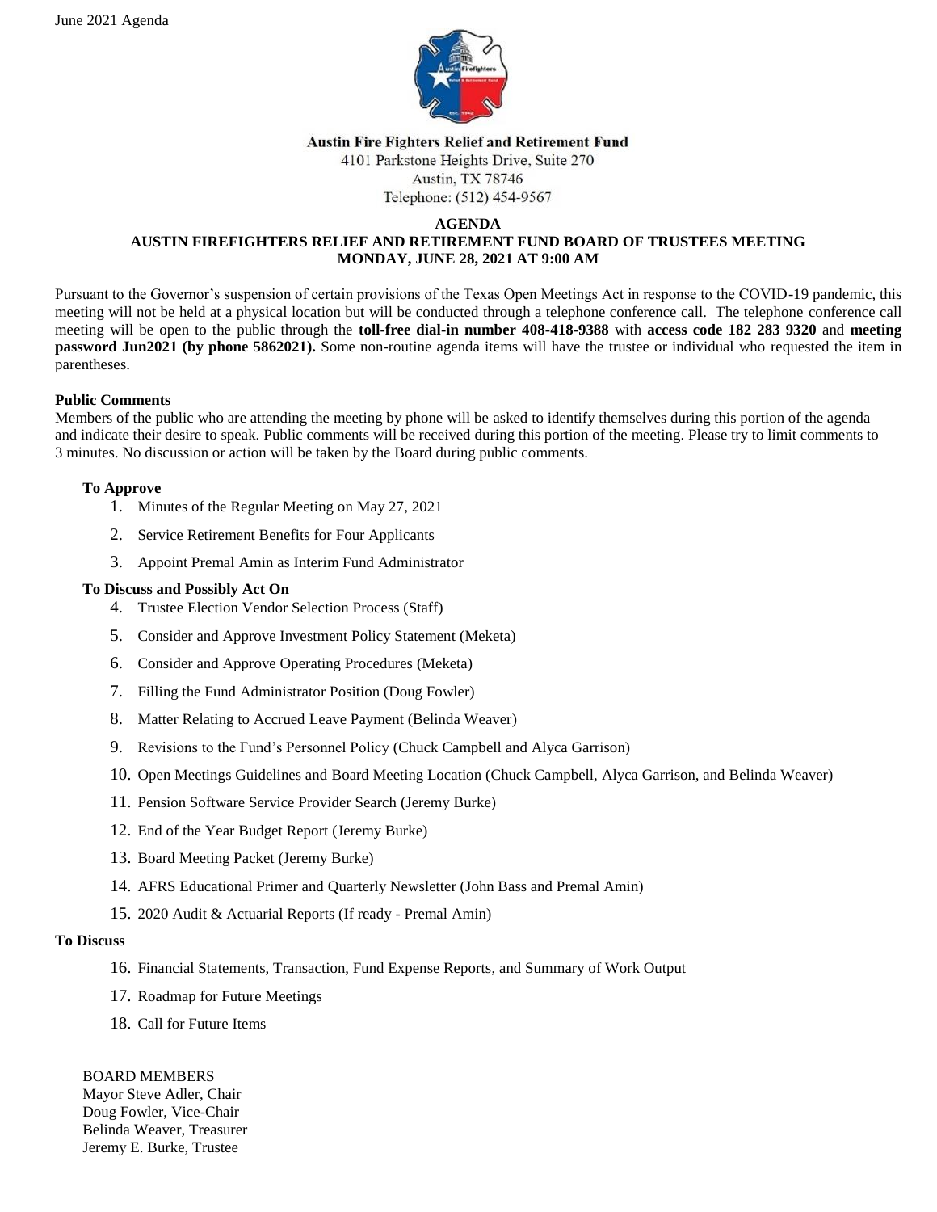June 2021 Agenda

**Austin Fire Fighters Relief and Retirement Fund**
4101 Parkstone Heights Drive, Suite 270
Austin, TX 78746
Telephone: (512) 454-9567

**AGENDA**
**AUSTIN FIREFIGHTERS RELIEF AND RETIREMENT FUND BOARD OF TRUSTEES MEETING**
**MONDAY, JUNE 28, 2021 AT 9:00 AM**

Pursuant to the Governor's suspension of certain provisions of the Texas Open Meetings Act in response to the COVID-19 pandemic, this meeting will not be held at a physical location but will be conducted through a telephone conference call. The telephone conference call meeting will be open to the public through the **toll-free dial-in number 408-418-9388** with **access code 182 283 9320** and **meeting password Jun2021 (by phone 5862021).** Some non-routine agenda items will have the trustee or individual who requested the item in parentheses.

**Public Comments**
Members of the public who are attending the meeting by phone will be asked to identify themselves during this portion of the agenda and indicate their desire to speak. Public comments will be received during this portion of the meeting. Please try to limit comments to 3 minutes. No discussion or action will be taken by the Board during public comments.

**To Approve**

1. Minutes of the Regular Meeting on May 27, 2021
2. Service Retirement Benefits for Four Applicants
3. Appoint Premal Amin as Interim Fund Administrator

**To Discuss and Possibly Act On**

4. Trustee Election Vendor Selection Process (Staff)
5. Consider and Approve Investment Policy Statement (Meketa)
6. Consider and Approve Operating Procedures (Meketa)
7. Filling the Fund Administrator Position (Doug Fowler)
8. Matter Relating to Accrued Leave Payment (Belinda Weaver)
9. Revisions to the Fund's Personnel Policy (Chuck Campbell and Alyca Garrison)
10. Open Meetings Guidelines and Board Meeting Location (Chuck Campbell, Alyca Garrison, and Belinda Weaver)
11. Pension Software Service Provider Search (Jeremy Burke)
12. End of the Year Budget Report (Jeremy Burke)
13. Board Meeting Packet (Jeremy Burke)
14. AFRS Educational Primer and Quarterly Newsletter (John Bass and Premal Amin)
15. 2020 Audit & Actuarial Reports (If ready - Premal Amin)

**To Discuss**

16. Financial Statements, Transaction, Fund Expense Reports, and Summary of Work Output
17. Roadmap for Future Meetings
18. Call for Future Items

BOARD MEMBERS
Mayor Steve Adler, Chair
Doug Fowler, Vice-Chair
Belinda Weaver, Treasurer
Jeremy E. Burke, Trustee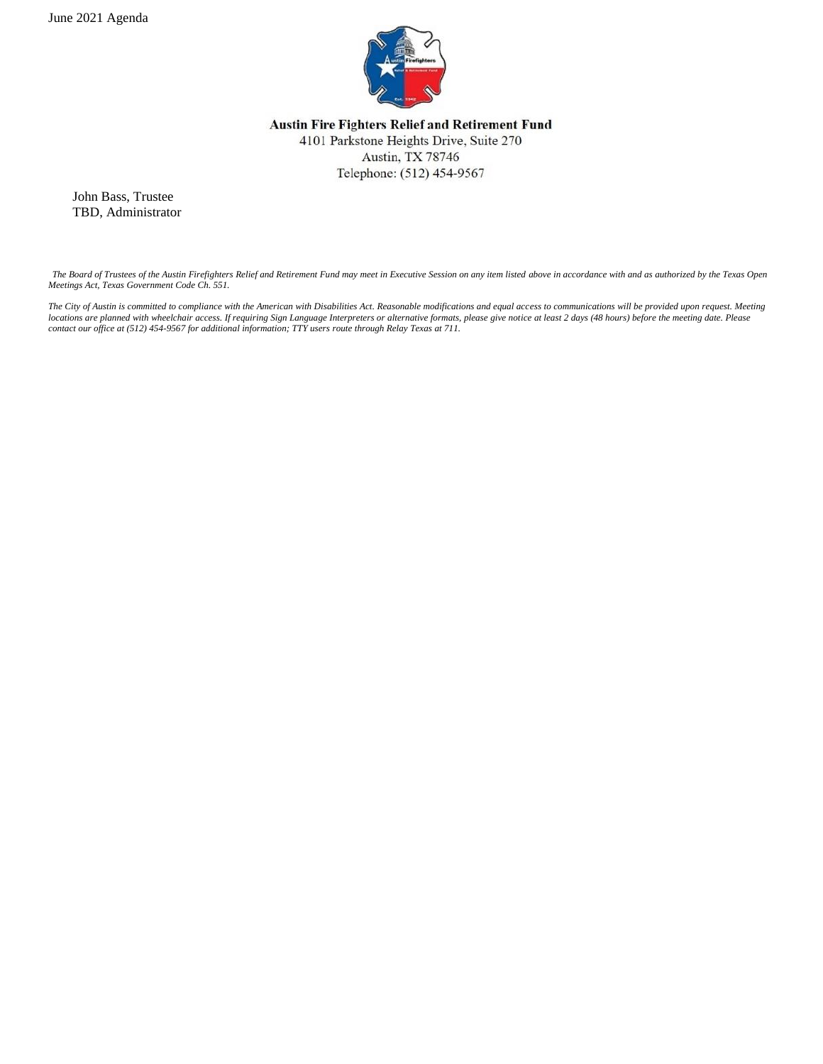**Austin Fire Fighters Relief and Retirement Fund**
4101 Parkstone Heights Drive, Suite 270
Austin, TX 78746
Telephone: (512) 454-9567

John Bass, Trustee
TBD, Administrator

*The Board of Trustees of the Austin Firefighters Relief and Retirement Fund may meet in Executive Session on any item listed above in accordance with and as authorized by the Texas Open Meetings Act, Texas Government Code Ch. 551.*

*The City of Austin is committed to compliance with the American with Disabilities Act. Reasonable modifications and equal access to communications will be provided upon request. Meeting locations are planned with wheelchair access. If requiring Sign Language Interpreters or alternative formats, please give notice at least 2 days (48 hours) before the meeting date. Please contact our office at (512) 454-9567 for additional information; TTY users route through Relay Texas at 711.*